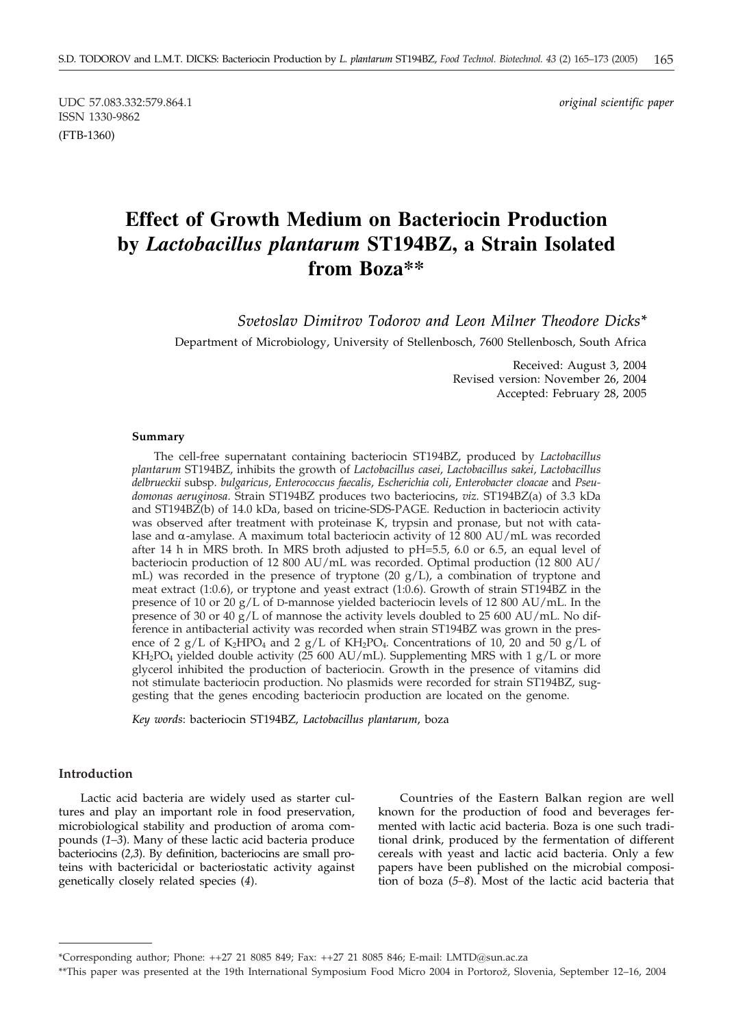UDC 57.083.332:579.864.1

ISSN 1330-9862

(FTB-1360)

*original scientific paper*

# Effect of Growth Medium on Bacteriocin Production by *Lactobacillus plantarum* ST194BZ, a Strain Isolated from Boza**

*Svetoslav Dimitrov Todorov and Leon Milner Theodore Dicks**

Department of Microbiology, University of Stellenbosch, 7600 Stellenbosch, South Africa

Received: August 3, 2004
Revised version: November 26, 2004
Accepted: February 28, 2005

#### Summary

The cell-free supernatant containing bacteriocin ST194BZ, produced by *Lactobacillus plantarum* ST194BZ, inhibits the growth of *Lactobacillus casei*, *Lactobacillus sakei*, *Lactobacillus delbrueckii* subsp. *bulgaricus*, *Enterococcus faecalis*, *Escherichia coli*, *Enterobacter cloacae* and *Pseudomonas aeruginosa*. Strain ST194BZ produces two bacteriocins, *viz.* ST194BZ(a) of 3.3 kDa and ST194BZ(b) of 14.0 kDa, based on tricine-SDS-PAGE. Reduction in bacteriocin activity was observed after treatment with proteinase K, trypsin and pronase, but not with catalase and α-amylase. A maximum total bacteriocin activity of 12 800 AU/mL was recorded after 14 h in MRS broth. In MRS broth adjusted to pH=5.5, 6.0 or 6.5, an equal level of bacteriocin production of 12 800 AU/mL was recorded. Optimal production (12 800 AU/mL) was recorded in the presence of tryptone (20 g/L), a combination of tryptone and meat extract (1:0.6), or tryptone and yeast extract (1:0.6). Growth of strain ST194BZ in the presence of 10 or 20 g/L of D-mannose yielded bacteriocin levels of 12 800 AU/mL. In the presence of 30 or 40 g/L of mannose the activity levels doubled to 25 600 AU/mL. No difference in antibacterial activity was recorded when strain ST194BZ was grown in the presence of 2 g/L of $K_2HPO_4$ and 2 g/L of $KH_2PO_4$. Concentrations of 10, 20 and 50 g/L of $KH_2PO_4$ yielded double activity (25 600 AU/mL). Supplementing MRS with 1 g/L or more glycerol inhibited the production of bacteriocin. Growth in the presence of vitamins did not stimulate bacteriocin production. No plasmids were recorded for strain ST194BZ, suggesting that the genes encoding bacteriocin production are located on the genome.

*Key words*: bacteriocin ST194BZ, *Lactobacillus plantarum*, boza

## Introduction

Lactic acid bacteria are widely used as starter cultures and play an important role in food preservation, microbiological stability and production of aroma compounds (*1–3*). Many of these lactic acid bacteria produce bacteriocins (*2,3*). By definition, bacteriocins are small proteins with bactericidal or bacteriostatic activity against genetically closely related species (*4*).

Countries of the Eastern Balkan region are well known for the production of food and beverages fermented with lactic acid bacteria. Boza is one such traditional drink, produced by the fermentation of different cereals with yeast and lactic acid bacteria. Only a few papers have been published on the microbial composition of boza (*5–8*). Most of the lactic acid bacteria that

---

*Corresponding author; Phone: ++27 21 8085 849; Fax: ++27 21 8085 846; E-mail: LMTD@sun.ac.za

**This paper was presented at the 19th International Symposium Food Micro 2004 in Portorož, Slovenia, September 12–16, 2004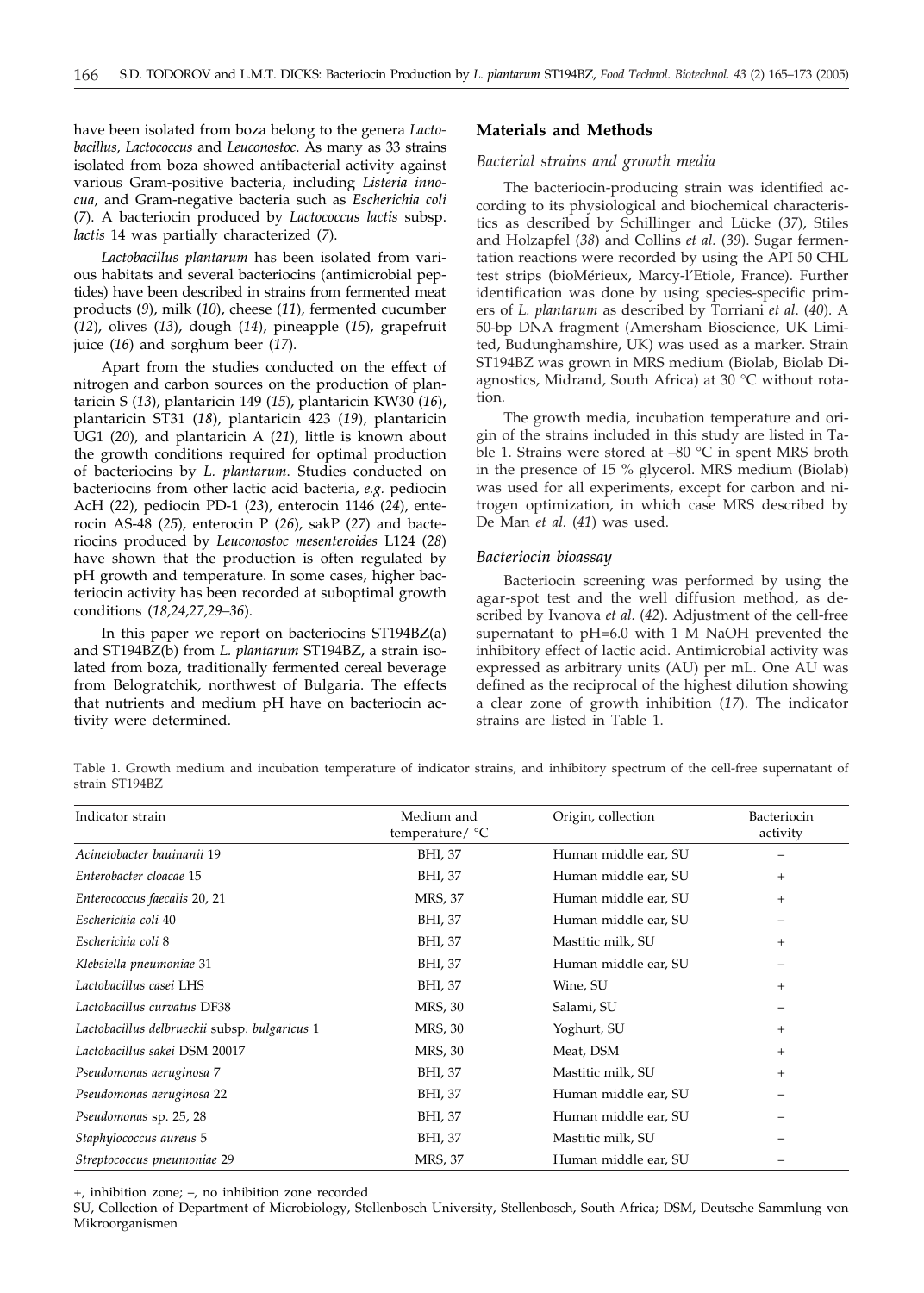have been isolated from boza belong to the genera *Lactobacillus*, *Lactococcus* and *Leuconostoc*. As many as 33 strains isolated from boza showed antibacterial activity against various Gram-positive bacteria, including *Listeria innocua*, and Gram-negative bacteria such as *Escherichia coli* (*7*). A bacteriocin produced by *Lactococcus lactis* subsp. *lactis* 14 was partially characterized (*7*).

*Lactobacillus plantarum* has been isolated from various habitats and several bacteriocins (antimicrobial peptides) have been described in strains from fermented meat products (*9*), milk (*10*), cheese (*11*), fermented cucumber (*12*), olives (*13*), dough (*14*), pineapple (*15*), grapefruit juice (*16*) and sorghum beer (*17*).

Apart from the studies conducted on the effect of nitrogen and carbon sources on the production of plantaricin S (*13*), plantaricin 149 (*15*), plantaricin KW30 (*16*), plantaricin ST31 (*18*), plantaricin 423 (*19*), plantaricin UG1 (*20*), and plantaricin A (*21*), little is known about the growth conditions required for optimal production of bacteriocins by *L. plantarum*. Studies conducted on bacteriocins from other lactic acid bacteria, *e.g.* pediocin AcH (*22*), pediocin PD-1 (*23*), enterocin 1146 (*24*), enterocin AS-48 (*25*), enterocin P (*26*), sakP (*27*) and bacteriocins produced by *Leuconostoc mesenteroides* L124 (*28*) have shown that the production is often regulated by pH growth and temperature. In some cases, higher bacteriocin activity has been recorded at suboptimal growth conditions (*18,24,27,29–36*).

In this paper we report on bacteriocins ST194BZ(a) and ST194BZ(b) from *L. plantarum* ST194BZ, a strain isolated from boza, traditionally fermented cereal beverage from Belogratchik, northwest of Bulgaria. The effects that nutrients and medium pH have on bacteriocin activity were determined.

## Materials and Methods

### *Bacterial strains and growth media*

The bacteriocin-producing strain was identified according to its physiological and biochemical characteristics as described by Schillinger and Lücke (*37*), Stiles and Holzapfel (*38*) and Collins *et al.* (*39*). Sugar fermentation reactions were recorded by using the API 50 CHL test strips (bioMérieux, Marcy-l'Etiole, France). Further identification was done by using species-specific primers of *L. plantarum* as described by Torriani *et al*. (*40*). A 50-bp DNA fragment (Amersham Bioscience, UK Limited, Budunghamshire, UK) was used as a marker. Strain ST194BZ was grown in MRS medium (Biolab, Biolab Diagnostics, Midrand, South Africa) at 30 °C without rotation.

The growth media, incubation temperature and origin of the strains included in this study are listed in Table 1. Strains were stored at –80 °C in spent MRS broth in the presence of 15 % glycerol. MRS medium (Biolab) was used for all experiments, except for carbon and nitrogen optimization, in which case MRS described by De Man *et al.* (*41*) was used.

### *Bacteriocin bioassay*

Bacteriocin screening was performed by using the agar-spot test and the well diffusion method, as described by Ivanova *et al.* (*42*). Adjustment of the cell-free supernatant to pH=6.0 with 1 M NaOH prevented the inhibitory effect of lactic acid. Antimicrobial activity was expressed as arbitrary units (AU) per mL. One AU was defined as the reciprocal of the highest dilution showing a clear zone of growth inhibition (*17*). The indicator strains are listed in Table 1.

Table 1. Growth medium and incubation temperature of indicator strains, and inhibitory spectrum of the cell-free supernatant of strain ST194BZ

| Indicator strain | Medium and temperature/ °C | Origin, collection | Bacteriocin activity |
|---|---|---|---|
| *Acinetobacter bauinanii* 19 | BHI, 37 | Human middle ear, SU | – |
| *Enterobacter cloacae* 15 | BHI, 37 | Human middle ear, SU | + |
| *Enterococcus faecalis* 20, 21 | MRS, 37 | Human middle ear, SU | + |
| *Escherichia coli* 40 | BHI, 37 | Human middle ear, SU | – |
| *Escherichia coli* 8 | BHI, 37 | Mastitic milk, SU | + |
| *Klebsiella pneumoniae* 31 | BHI, 37 | Human middle ear, SU | – |
| *Lactobacillus casei* LHS | BHI, 37 | Wine, SU | + |
| *Lactobacillus curvatus* DF38 | MRS, 30 | Salami, SU | – |
| *Lactobacillus delbrueckii* subsp. *bulgaricus* 1 | MRS, 30 | Yoghurt, SU | + |
| *Lactobacillus sakei* DSM 20017 | MRS, 30 | Meat, DSM | + |
| *Pseudomonas aeruginosa* 7 | BHI, 37 | Mastitic milk, SU | + |
| *Pseudomonas aeruginosa* 22 | BHI, 37 | Human middle ear, SU | – |
| *Pseudomonas* sp. 25, 28 | BHI, 37 | Human middle ear, SU | – |
| *Staphylococcus aureus* 5 | BHI, 37 | Mastitic milk, SU | – |
| *Streptococcus pneumoniae* 29 | MRS, 37 | Human middle ear, SU | – |

+, inhibition zone; –, no inhibition zone recorded

SU, Collection of Department of Microbiology, Stellenbosch University, Stellenbosch, South Africa; DSM, Deutsche Sammlung von Mikroorganismen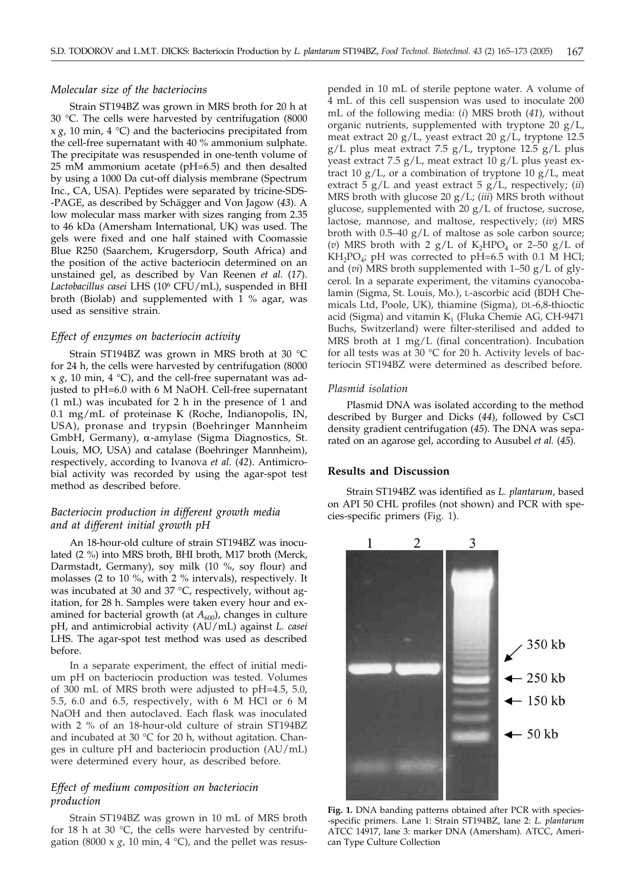### *Molecular size of the bacteriocins*

Strain ST194BZ was grown in MRS broth for 20 h at 30 °C. The cells were harvested by centrifugation (8000 x *g*, 10 min, 4 °C) and the bacteriocins precipitated from the cell-free supernatant with 40 % ammonium sulphate. The precipitate was resuspended in one-tenth volume of 25 mM ammonium acetate (pH=6.5) and then desalted by using a 1000 Da cut-off dialysis membrane (Spectrum Inc., CA, USA). Peptides were separated by tricine-SDS--PAGE, as described by Schägger and Von Jagow (*43*). A low molecular mass marker with sizes ranging from 2.35 to 46 kDa (Amersham International, UK) was used. The gels were fixed and one half stained with Coomassie Blue R250 (Saarchem, Krugersdorp, South Africa) and the position of the active bacteriocin determined on an unstained gel, as described by Van Reenen *et al.* (*17*). *Lactobacillus casei* LHS ($10^6$ CFU/mL), suspended in BHI broth (Biolab) and supplemented with 1 % agar, was used as sensitive strain.

### *Effect of enzymes on bacteriocin activity*

Strain ST194BZ was grown in MRS broth at 30 °C for 24 h, the cells were harvested by centrifugation (8000 x *g*, 10 min, 4 °C), and the cell-free supernatant was adjusted to pH=6.0 with 6 M NaOH. Cell-free supernatant (1 mL) was incubated for 2 h in the presence of 1 and 0.1 mg/mL of proteinase K (Roche, Indianopolis, IN, USA), pronase and trypsin (Boehringer Mannheim GmbH, Germany), α-amylase (Sigma Diagnostics, St. Louis, MO, USA) and catalase (Boehringer Mannheim), respectively, according to Ivanova *et al.* (*42*). Antimicrobial activity was recorded by using the agar-spot test method as described before.

### *Bacteriocin production in different growth media and at different initial growth pH*

An 18-hour-old culture of strain ST194BZ was inoculated (2 %) into MRS broth, BHI broth, M17 broth (Merck, Darmstadt, Germany), soy milk (10 %, soy flour) and molasses (2 to 10 %, with 2 % intervals), respectively. It was incubated at 30 and 37 °C, respectively, without agitation, for 28 h. Samples were taken every hour and examined for bacterial growth (at $A_{600}$), changes in culture pH, and antimicrobial activity (AU/mL) against *L. casei* LHS. The agar-spot test method was used as described before.

In a separate experiment, the effect of initial medium pH on bacteriocin production was tested. Volumes of 300 mL of MRS broth were adjusted to pH=4.5, 5.0, 5.5, 6.0 and 6.5, respectively, with 6 M HCl or 6 M NaOH and then autoclaved. Each flask was inoculated with 2 % of an 18-hour-old culture of strain ST194BZ and incubated at 30 °C for 20 h, without agitation. Changes in culture pH and bacteriocin production (AU/mL) were determined every hour, as described before.

### *Effect of medium composition on bacteriocin production*

Strain ST194BZ was grown in 10 mL of MRS broth for 18 h at 30 °C, the cells were harvested by centrifugation (8000 x *g*, 10 min, 4 °C), and the pellet was resuspended in 10 mL of sterile peptone water. A volume of 4 mL of this cell suspension was used to inoculate 200 mL of the following media: (*i*) MRS broth (*41*), without organic nutrients, supplemented with tryptone 20 g/L, meat extract 20 g/L, yeast extract 20 g/L, tryptone 12.5 g/L plus meat extract 7.5 g/L, tryptone 12.5 g/L plus yeast extract 7.5 g/L, meat extract 10 g/L plus yeast extract 10 g/L, or a combination of tryptone 10 g/L, meat extract 5 g/L and yeast extract 5 g/L, respectively; (*ii*) MRS broth with glucose 20 g/L; (*iii*) MRS broth without glucose, supplemented with 20 g/L of fructose, sucrose, lactose, mannose, and maltose, respectively; (*iv*) MRS broth with 0.5–40 g/L of maltose as sole carbon source; (*v*) MRS broth with 2 g/L of $K_2HPO_4$ or 2–50 g/L of $KH_2PO_4$; pH was corrected to pH=6.5 with 0.1 M HCl; and (*vi*) MRS broth supplemented with 1–50 g/L of glycerol. In a separate experiment, the vitamins cyanocobalamin (Sigma, St. Louis, Mo.), L-ascorbic acid (BDH Chemicals Ltd, Poole, UK), thiamine (Sigma), DL-6,8-thioctic acid (Sigma) and vitamin $K_1$ (Fluka Chemie AG, CH-9471 Buchs, Switzerland) were filter-sterilised and added to MRS broth at 1 mg/L (final concentration). Incubation for all tests was at 30 °C for 20 h. Activity levels of bacteriocin ST194BZ were determined as described before.

### *Plasmid isolation*

Plasmid DNA was isolated according to the method described by Burger and Dicks (*44*), followed by CsCl density gradient centrifugation (*45*). The DNA was separated on an agarose gel, according to Ausubel *et al.* (*45*).

## Results and Discussion

Strain ST194BZ was identified as *L. plantarum*, based on API 50 CHL profiles (not shown) and PCR with species-specific primers (Fig. 1).

**Fig. 1.** DNA banding patterns obtained after PCR with species--specific primers. Lane 1: Strain ST194BZ, lane 2: *L. plantarum* ATCC 14917, lane 3: marker DNA (Amersham). ATCC, American Type Culture Collection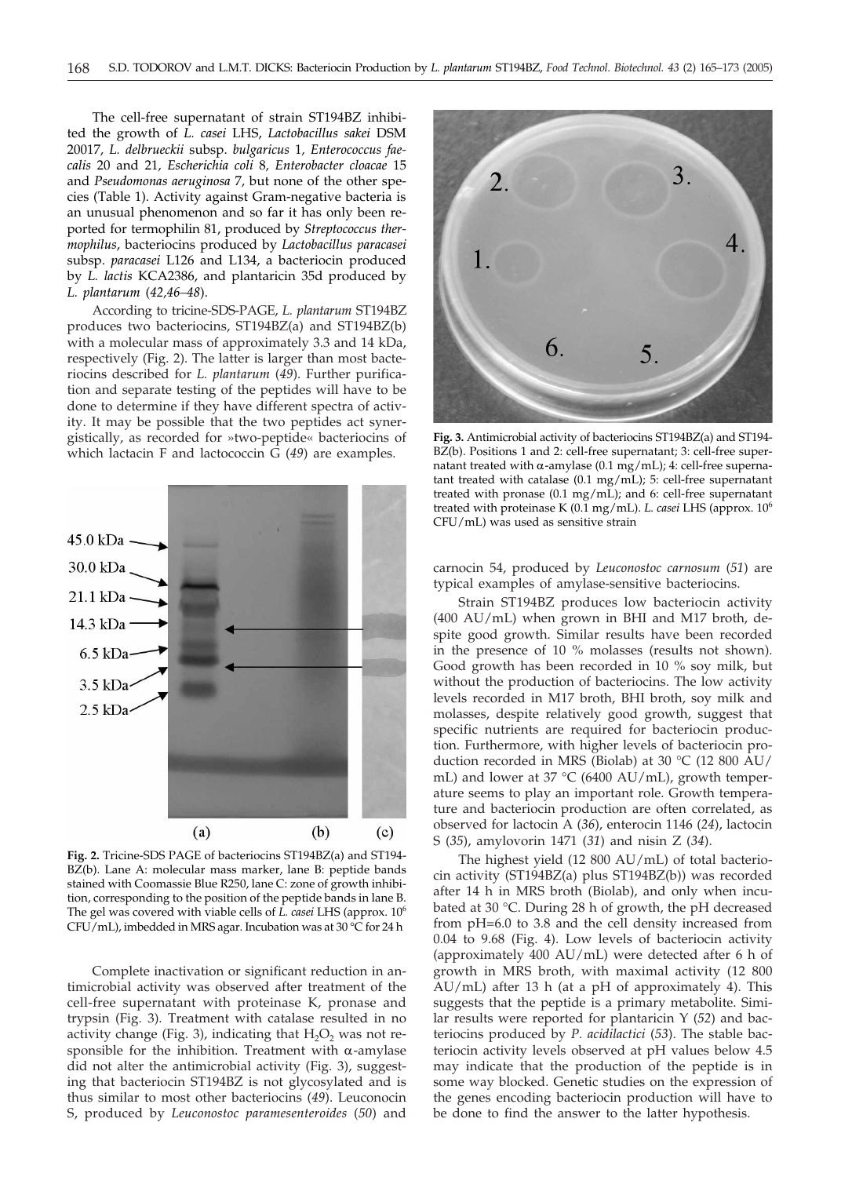The cell-free supernatant of strain ST194BZ inhibited the growth of *L. casei* LHS, *Lactobacillus sakei* DSM 20017, *L. delbrueckii* subsp. *bulgaricus* 1, *Enterococcus faecalis* 20 and 21, *Escherichia coli* 8, *Enterobacter cloacae* 15 and *Pseudomonas aeruginosa* 7, but none of the other species (Table 1). Activity against Gram-negative bacteria is an unusual phenomenon and so far it has only been reported for termophilin 81, produced by *Streptococcus thermophilus*, bacteriocins produced by *Lactobacillus paracasei* subsp. *paracasei* L126 and L134, a bacteriocin produced by *L. lactis* KCA2386, and plantaricin 35d produced by *L. plantarum* (*42,46–48*).

According to tricine-SDS-PAGE, *L. plantarum* ST194BZ produces two bacteriocins, ST194BZ(a) and ST194BZ(b) with a molecular mass of approximately 3.3 and 14 kDa, respectively (Fig. 2). The latter is larger than most bacteriocins described for *L. plantarum* (*49*). Further purification and separate testing of the peptides will have to be done to determine if they have different spectra of activity. It may be possible that the two peptides act synergistically, as recorded for »two-peptide« bacteriocins of which lactacin F and lactococcin G (*49*) are examples.

**Fig. 2.** Tricine-SDS PAGE of bacteriocins ST194BZ(a) and ST194BZ(b). Lane A: molecular mass marker, lane B: peptide bands stained with Coomassie Blue R250, lane C: zone of growth inhibition, corresponding to the position of the peptide bands in lane B. The gel was covered with viable cells of *L. casei* LHS (approx. $10^6$ CFU/mL), imbedded in MRS agar. Incubation was at 30 °C for 24 h

Complete inactivation or significant reduction in antimicrobial activity was observed after treatment of the cell-free supernatant with proteinase K, pronase and trypsin (Fig. 3). Treatment with catalase resulted in no activity change (Fig. 3), indicating that $H_2O_2$ was not responsible for the inhibition. Treatment with α-amylase did not alter the antimicrobial activity (Fig. 3), suggesting that bacteriocin ST194BZ is not glycosylated and is thus similar to most other bacteriocins (*49*). Leuconocin S, produced by *Leuconostoc paramesenteroides* (*50*) and carnocin 54, produced by *Leuconostoc carnosum* (*51*) are typical examples of amylase-sensitive bacteriocins.

**Fig. 3.** Antimicrobial activity of bacteriocins ST194BZ(a) and ST194BZ(b). Positions 1 and 2: cell-free supernatant; 3: cell-free supernatant treated with α-amylase (0.1 mg/mL); 4: cell-free supernatant treated with catalase (0.1 mg/mL); 5: cell-free supernatant treated with pronase (0.1 mg/mL); and 6: cell-free supernatant treated with proteinase K (0.1 mg/mL). *L. casei* LHS (approx. $10^6$ CFU/mL) was used as sensitive strain

Strain ST194BZ produces low bacteriocin activity (400 AU/mL) when grown in BHI and M17 broth, despite good growth. Similar results have been recorded in the presence of 10 % molasses (results not shown). Good growth has been recorded in 10 % soy milk, but without the production of bacteriocins. The low activity levels recorded in M17 broth, BHI broth, soy milk and molasses, despite relatively good growth, suggest that specific nutrients are required for bacteriocin production. Furthermore, with higher levels of bacteriocin production recorded in MRS (Biolab) at 30 °C (12 800 AU/mL) and lower at 37 °C (6400 AU/mL), growth temperature seems to play an important role. Growth temperature and bacteriocin production are often correlated, as observed for lactocin A (*36*), enterocin 1146 (*24*), lactocin S (*35*), amylovorin 1471 (*31*) and nisin Z (*34*).

The highest yield (12 800 AU/mL) of total bacteriocin activity (ST194BZ(a) plus ST194BZ(b)) was recorded after 14 h in MRS broth (Biolab), and only when incubated at 30 °C. During 28 h of growth, the pH decreased from pH=6.0 to 3.8 and the cell density increased from 0.04 to 9.68 (Fig. 4). Low levels of bacteriocin activity (approximately 400 AU/mL) were detected after 6 h of growth in MRS broth, with maximal activity (12 800 AU/mL) after 13 h (at a pH of approximately 4). This suggests that the peptide is a primary metabolite. Similar results were reported for plantaricin Y (*52*) and bacteriocins produced by *P. acidilactici* (*53*). The stable bacteriocin activity levels observed at pH values below 4.5 may indicate that the production of the peptide is in some way blocked. Genetic studies on the expression of the genes encoding bacteriocin production will have to be done to find the answer to the latter hypothesis.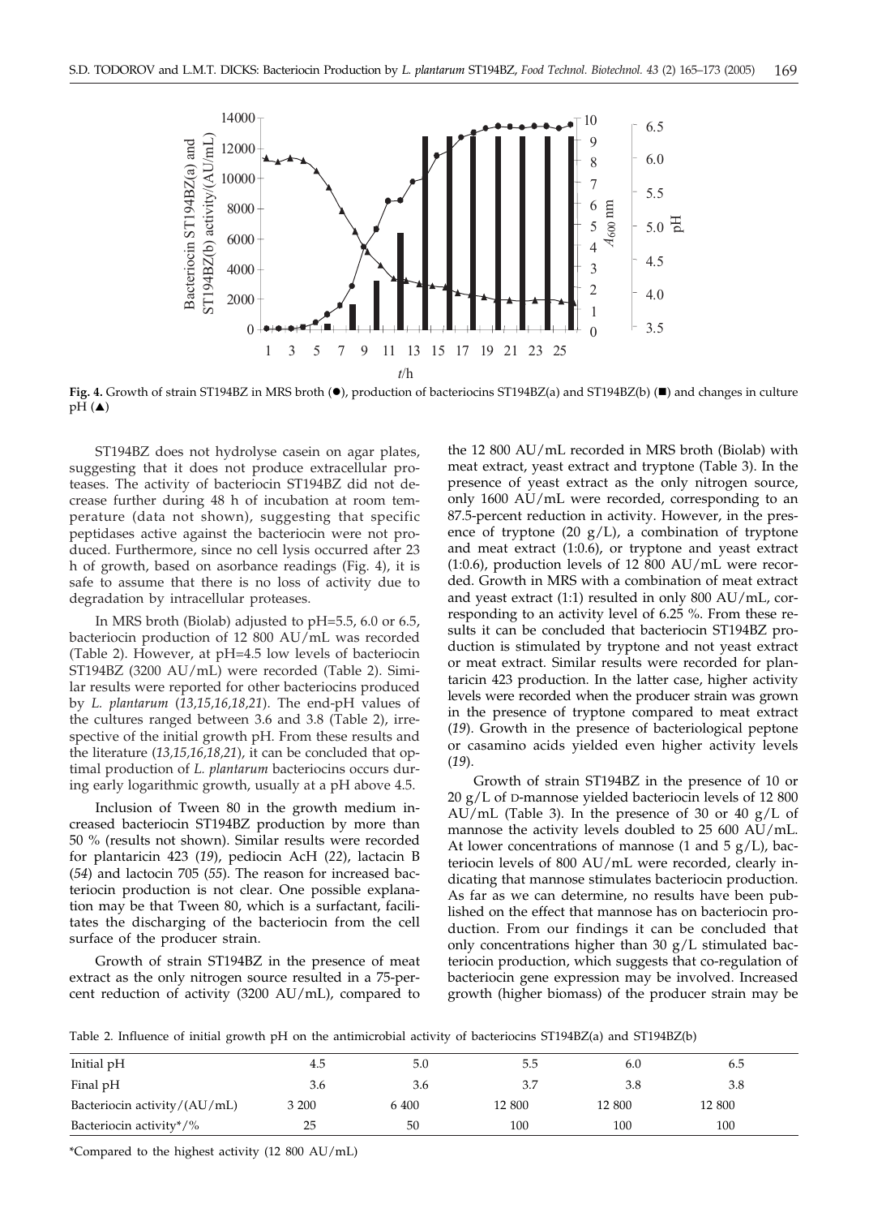**Fig. 4.** Growth of strain ST194BZ in MRS broth (●), production of bacteriocins ST194BZ(a) and ST194BZ(b) (■) and changes in culture pH (▲)

ST194BZ does not hydrolyse casein on agar plates, suggesting that it does not produce extracellular proteases. The activity of bacteriocin ST194BZ did not decrease further during 48 h of incubation at room temperature (data not shown), suggesting that specific peptidases active against the bacteriocin were not produced. Furthermore, since no cell lysis occurred after 23 h of growth, based on asorbance readings (Fig. 4), it is safe to assume that there is no loss of activity due to degradation by intracellular proteases.

In MRS broth (Biolab) adjusted to pH=5.5, 6.0 or 6.5, bacteriocin production of 12 800 AU/mL was recorded (Table 2). However, at pH=4.5 low levels of bacteriocin ST194BZ (3200 AU/mL) were recorded (Table 2). Similar results were reported for other bacteriocins produced by *L. plantarum* (*13,15,16,18,21*). The end-pH values of the cultures ranged between 3.6 and 3.8 (Table 2), irrespective of the initial growth pH. From these results and the literature (*13,15,16,18,21*), it can be concluded that optimal production of *L. plantarum* bacteriocins occurs during early logarithmic growth, usually at a pH above 4.5.

Inclusion of Tween 80 in the growth medium increased bacteriocin ST194BZ production by more than 50 % (results not shown). Similar results were recorded for plantaricin 423 (*19*), pediocin AcH (*22*), lactacin B (*54*) and lactocin 705 (*55*). The reason for increased bacteriocin production is not clear. One possible explanation may be that Tween 80, which is a surfactant, facilitates the discharging of the bacteriocin from the cell surface of the producer strain.

Growth of strain ST194BZ in the presence of meat extract as the only nitrogen source resulted in a 75-percent reduction of activity (3200 AU/mL), compared to the 12 800 AU/mL recorded in MRS broth (Biolab) with meat extract, yeast extract and tryptone (Table 3). In the presence of yeast extract as the only nitrogen source, only 1600 AU/mL were recorded, corresponding to an 87.5-percent reduction in activity. However, in the presence of tryptone (20 g/L), a combination of tryptone and meat extract (1:0.6), or tryptone and yeast extract (1:0.6), production levels of 12 800 AU/mL were recorded. Growth in MRS with a combination of meat extract and yeast extract (1:1) resulted in only 800 AU/mL, corresponding to an activity level of 6.25 %. From these results it can be concluded that bacteriocin ST194BZ production is stimulated by tryptone and not yeast extract or meat extract. Similar results were recorded for plantaricin 423 production. In the latter case, higher activity levels were recorded when the producer strain was grown in the presence of tryptone compared to meat extract (*19*). Growth in the presence of bacteriological peptone or casamino acids yielded even higher activity levels (*19*).

Growth of strain ST194BZ in the presence of 10 or 20 g/L of D-mannose yielded bacteriocin levels of 12 800 AU/mL (Table 3). In the presence of 30 or 40 g/L of mannose the activity levels doubled to 25 600 AU/mL. At lower concentrations of mannose (1 and 5 g/L), bacteriocin levels of 800 AU/mL were recorded, clearly indicating that mannose stimulates bacteriocin production. As far as we can determine, no results have been published on the effect that mannose has on bacteriocin production. From our findings it can be concluded that only concentrations higher than 30 g/L stimulated bacteriocin production, which suggests that co-regulation of bacteriocin gene expression may be involved. Increased growth (higher biomass) of the producer strain may be

Table 2. Influence of initial growth pH on the antimicrobial activity of bacteriocins ST194BZ(a) and ST194BZ(b)

| Initial pH | 4.5 | 5.0 | 5.5 | 6.0 | 6.5 |
|---|---|---|---|---|---|
| Final pH | 3.6 | 3.6 | 3.7 | 3.8 | 3.8 |
| Bacteriocin activity/(AU/mL) | 3 200 | 6 400 | 12 800 | 12 800 | 12 800 |
| Bacteriocin activity*/% | 25 | 50 | 100 | 100 | 100 |

*Compared to the highest activity (12 800 AU/mL)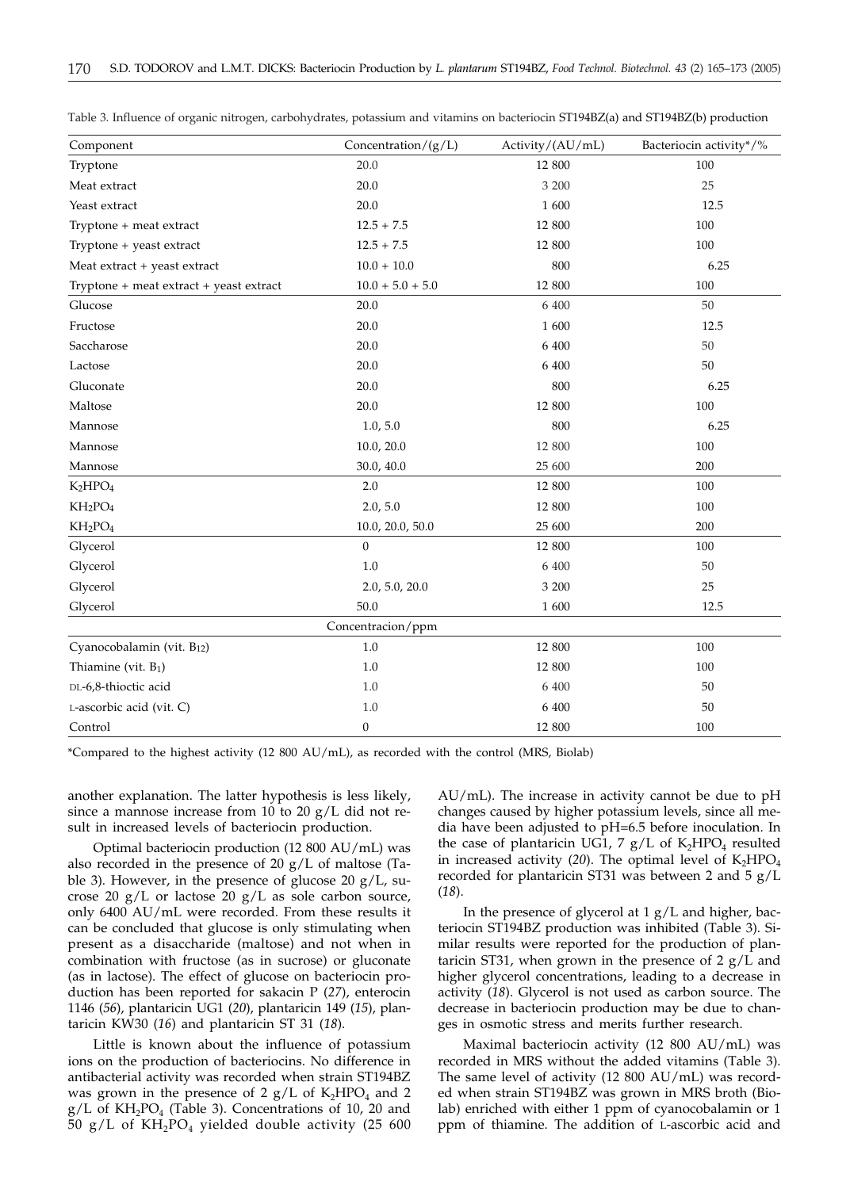Table 3. Influence of organic nitrogen, carbohydrates, potassium and vitamins on bacteriocin ST194BZ(a) and ST194BZ(b) production

| Component | Concentration/(g/L) | Activity/(AU/mL) | Bacteriocin activity*/% |
|---|---|---|---|
| Tryptone | 20.0 | 12 800 | 100 |
| Meat extract | 20.0 | 3 200 | 25 |
| Yeast extract | 20.0 | 1 600 | 12.5 |
| Tryptone + meat extract | 12.5 + 7.5 | 12 800 | 100 |
| Tryptone + yeast extract | 12.5 + 7.5 | 12 800 | 100 |
| Meat extract + yeast extract | 10.0 + 10.0 | 800 | 6.25 |
| Tryptone + meat extract + yeast extract | 10.0 + 5.0 + 5.0 | 12 800 | 100 |
| Glucose | 20.0 | 6 400 | 50 |
| Fructose | 20.0 | 1 600 | 12.5 |
| Saccharose | 20.0 | 6 400 | 50 |
| Lactose | 20.0 | 6 400 | 50 |
| Gluconate | 20.0 | 800 | 6.25 |
| Maltose | 20.0 | 12 800 | 100 |
| Mannose | 1.0, 5.0 | 800 | 6.25 |
| Mannose | 10.0, 20.0 | 12 800 | 100 |
| Mannose | 30.0, 40.0 | 25 600 | 200 |
| $K_2HPO_4$ | 2.0 | 12 800 | 100 |
| $KH_2PO_4$ | 2.0, 5.0 | 12 800 | 100 |
| $KH_2PO_4$ | 10.0, 20.0, 50.0 | 25 600 | 200 |
| Glycerol | 0 | 12 800 | 100 |
| Glycerol | 1.0 | 6 400 | 50 |
| Glycerol | 2.0, 5.0, 20.0 | 3 200 | 25 |
| Glycerol | 50.0 | 1 600 | 12.5 |
| | Concentracion/ppm | | |
| Cyanocobalamin (vit. $B_{12}$) | 1.0 | 12 800 | 100 |
| Thiamine (vit. $B_1$) | 1.0 | 12 800 | 100 |
| DL-6,8-thioctic acid | 1.0 | 6 400 | 50 |
| L-ascorbic acid (vit. C) | 1.0 | 6 400 | 50 |
| Control | 0 | 12 800 | 100 |

*Compared to the highest activity (12 800 AU/mL), as recorded with the control (MRS, Biolab)

another explanation. The latter hypothesis is less likely, since a mannose increase from 10 to 20 g/L did not result in increased levels of bacteriocin production.

Optimal bacteriocin production (12 800 AU/mL) was also recorded in the presence of 20 g/L of maltose (Table 3). However, in the presence of glucose 20 g/L, sucrose 20 g/L or lactose 20 g/L as sole carbon source, only 6400 AU/mL were recorded. From these results it can be concluded that glucose is only stimulating when present as a disaccharide (maltose) and not when in combination with fructose (as in sucrose) or gluconate (as in lactose). The effect of glucose on bacteriocin production has been reported for sakacin P (*27*), enterocin 1146 (*56*), plantaricin UG1 (*20*), plantaricin 149 (*15*), plantaricin KW30 (*16*) and plantaricin ST 31 (*18*).

Little is known about the influence of potassium ions on the production of bacteriocins. No difference in antibacterial activity was recorded when strain ST194BZ was grown in the presence of 2 g/L of $K_2HPO_4$ and 2 g/L of $KH_2PO_4$ (Table 3). Concentrations of 10, 20 and 50 g/L of $KH_2PO_4$ yielded double activity (25 600 AU/mL). The increase in activity cannot be due to pH changes caused by higher potassium levels, since all media have been adjusted to pH=6.5 before inoculation. In the case of plantaricin UG1, 7 g/L of $K_2HPO_4$ resulted in increased activity (*20*). The optimal level of $K_2HPO_4$ recorded for plantaricin ST31 was between 2 and 5 g/L (*18*).

In the presence of glycerol at 1 g/L and higher, bacteriocin ST194BZ production was inhibited (Table 3). Similar results were reported for the production of plantaricin ST31, when grown in the presence of 2 g/L and higher glycerol concentrations, leading to a decrease in activity (*18*). Glycerol is not used as carbon source. The decrease in bacteriocin production may be due to changes in osmotic stress and merits further research.

Maximal bacteriocin activity (12 800 AU/mL) was recorded in MRS without the added vitamins (Table 3). The same level of activity (12 800 AU/mL) was recorded when strain ST194BZ was grown in MRS broth (Biolab) enriched with either 1 ppm of cyanocobalamin or 1 ppm of thiamine. The addition of L-ascorbic acid and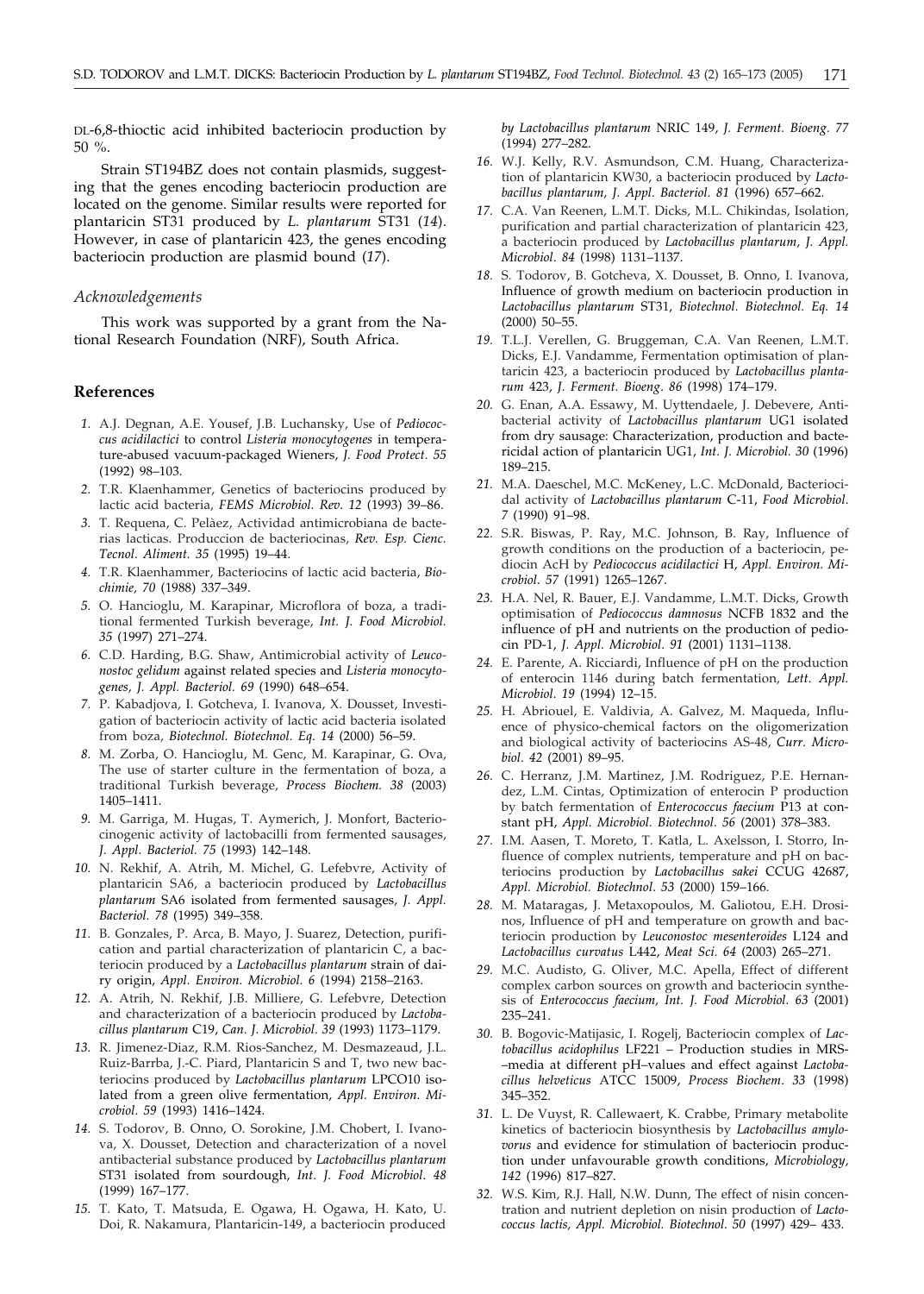DL-6,8-thioctic acid inhibited bacteriocin production by 50 %.

Strain ST194BZ does not contain plasmids, suggesting that the genes encoding bacteriocin production are located on the genome. Similar results were reported for plantaricin ST31 produced by *L. plantarum* ST31 (*14*). However, in case of plantaricin 423, the genes encoding bacteriocin production are plasmid bound (*17*).

### *Acknowledgements*

This work was supported by a grant from the National Research Foundation (NRF), South Africa.

## References

1. A.J. Degnan, A.E. Yousef, J.B. Luchansky, Use of *Pediococcus acidilactici* to control *Listeria monocytogenes* in temperature-abused vacuum-packaged Wieners, *J. Food Protect. 55* (1992) 98–103.
2. T.R. Klaenhammer, Genetics of bacteriocins produced by lactic acid bacteria, *FEMS Microbiol. Rev. 12* (1993) 39–86.
3. T. Requena, C. Pelàez, Actividad antimicrobiana de bacterias lacticas. Produccion de bacteriocinas, *Rev. Esp. Cienc. Tecnol. Aliment. 35* (1995) 19–44.
4. T.R. Klaenhammer, Bacteriocins of lactic acid bacteria, *Biochimie, 70* (1988) 337–349.
5. O. Hancioglu, M. Karapinar, Microflora of boza, a traditional fermented Turkish beverage, *Int. J. Food Microbiol. 35* (1997) 271–274.
6. C.D. Harding, B.G. Shaw, Antimicrobial activity of *Leuconostoc gelidum* against related species and *Listeria monocytogenes, J. Appl. Bacteriol. 69* (1990) 648–654.
7. P. Kabadjova, I. Gotcheva, I. Ivanova, X. Dousset, Investigation of bacteriocin activity of lactic acid bacteria isolated from boza, *Biotechnol. Biotechnol. Eq. 14* (2000) 56–59.
8. M. Zorba, O. Hancioglu, M. Genc, M. Karapinar, G. Ova, The use of starter culture in the fermentation of boza, a traditional Turkish beverage, *Process Biochem. 38* (2003) 1405–1411.
9. M. Garriga, M. Hugas, T. Aymerich, J. Monfort, Bacteriocinogenic activity of lactobacilli from fermented sausages, *J. Appl. Bacteriol. 75* (1993) 142–148.
10. N. Rekhif, A. Atrih, M. Michel, G. Lefebvre, Activity of plantaricin SA6, a bacteriocin produced by *Lactobacillus plantarum* SA6 isolated from fermented sausages, *J. Appl. Bacteriol. 78* (1995) 349–358.
11. B. Gonzales, P. Arca, B. Mayo, J. Suarez, Detection, purification and partial characterization of plantaricin C, a bacteriocin produced by a *Lactobacillus plantarum* strain of dairy origin, *Appl. Environ. Microbiol. 6* (1994) 2158–2163.
12. A. Atrih, N. Rekhif, J.B. Milliere, G. Lefebvre, Detection and characterization of a bacteriocin produced by *Lactobacillus plantarum* C19, *Can. J. Microbiol. 39* (1993) 1173–1179.
13. R. Jimenez-Diaz, R.M. Rios-Sanchez, M. Desmazeaud, J.L. Ruiz-Barrba, J.-C. Piard, Plantaricin S and T, two new bacteriocins produced by *Lactobacillus plantarum* LPCO10 isolated from a green olive fermentation, *Appl. Environ. Microbiol. 59* (1993) 1416–1424.
14. S. Todorov, B. Onno, O. Sorokine, J.M. Chobert, I. Ivanova, X. Dousset, Detection and characterization of a novel antibacterial substance produced by *Lactobacillus plantarum* ST31 isolated from sourdough, *Int. J. Food Microbiol. 48* (1999) 167–177.
15. T. Kato, T. Matsuda, E. Ogawa, H. Ogawa, H. Kato, U. Doi, R. Nakamura, Plantaricin-149, a bacteriocin produced *by Lactobacillus plantarum* NRIC 149, *J. Ferment. Bioeng. 77* (1994) 277–282.
16. W.J. Kelly, R.V. Asmundson, C.M. Huang, Characterization of plantaricin KW30, a bacteriocin produced by *Lactobacillus plantarum, J. Appl. Bacteriol. 81* (1996) 657–662.
17. C.A. Van Reenen, L.M.T. Dicks, M.L. Chikindas, Isolation, purification and partial characterization of plantaricin 423, a bacteriocin produced by *Lactobacillus plantarum, J. Appl. Microbiol. 84* (1998) 1131–1137.
18. S. Todorov, B. Gotcheva, X. Dousset, B. Onno, I. Ivanova, Influence of growth medium on bacteriocin production in *Lactobacillus plantarum* ST31, *Biotechnol. Biotechnol. Eq. 14* (2000) 50–55.
19. T.L.J. Verellen, G. Bruggeman, C.A. Van Reenen, L.M.T. Dicks, E.J. Vandamme, Fermentation optimisation of plantaricin 423, a bacteriocin produced by *Lactobacillus plantarum* 423, *J. Ferment. Bioeng. 86* (1998) 174–179.
20. G. Enan, A.A. Essawy, M. Uyttendaele, J. Debevere, Antibacterial activity of *Lactobacillus plantarum* UG1 isolated from dry sausage: Characterization, production and bactericidal action of plantaricin UG1, *Int. J. Microbiol. 30* (1996) 189–215.
21. M.A. Daeschel, M.C. McKeney, L.C. McDonald, Bacteriocidal activity of *Lactobacillus plantarum* C-11, *Food Microbiol. 7* (1990) 91–98.
22. S.R. Biswas, P. Ray, M.C. Johnson, B. Ray, Influence of growth conditions on the production of a bacteriocin, pediocin AcH by *Pediococcus acidilactici* H, *Appl. Environ. Microbiol. 57* (1991) 1265–1267.
23. H.A. Nel, R. Bauer, E.J. Vandamme, L.M.T. Dicks, Growth optimisation of *Pediococcus damnosus* NCFB 1832 and the influence of pH and nutrients on the production of pediocin PD-1, *J. Appl. Microbiol. 91* (2001) 1131–1138.
24. E. Parente, A. Ricciardi, Influence of pH on the production of enterocin 1146 during batch fermentation, *Lett. Appl. Microbiol. 19* (1994) 12–15.
25. H. Abriouel, E. Valdivia, A. Galvez, M. Maqueda, Influence of physico-chemical factors on the oligomerization and biological activity of bacteriocins AS-48, *Curr. Microbiol. 42* (2001) 89–95.
26. C. Herranz, J.M. Martinez, J.M. Rodriguez, P.E. Hernandez, L.M. Cintas, Optimization of enterocin P production by batch fermentation of *Enterococcus faecium* P13 at constant pH, *Appl. Microbiol. Biotechnol. 56* (2001) 378–383.
27. I.M. Aasen, T. Moreto, T. Katla, L. Axelsson, I. Storro, Influence of complex nutrients, temperature and pH on bacteriocins production by *Lactobacillus sakei* CCUG 42687, *Appl. Microbiol. Biotechnol. 53* (2000) 159–166.
28. M. Mataragas, J. Metaxopoulos, M. Galiotou, E.H. Drosinos, Influence of pH and temperature on growth and bacteriocin production by *Leuconostoc mesenteroides* L124 and *Lactobacillus curvatus* L442, *Meat Sci. 64* (2003) 265–271.
29. M.C. Audisto, G. Oliver, M.C. Apella, Effect of different complex carbon sources on growth and bacteriocin synthesis of *Enterococcus faecium, Int. J. Food Microbiol. 63* (2001) 235–241.
30. B. Bogovic-Matijasic, I. Rogelj, Bacteriocin complex of *Lactobacillus acidophilus* LF221 – Production studies in MRS-–media at different pH–values and effect against *Lactobacillus helveticus* ATCC 15009, *Process Biochem. 33* (1998) 345–352.
31. L. De Vuyst, R. Callewaert, K. Crabbe, Primary metabolite kinetics of bacteriocin biosynthesis by *Lactobacillus amylovorus* and evidence for stimulation of bacteriocin production under unfavourable growth conditions, *Microbiology, 142* (1996) 817–827.
32. W.S. Kim, R.J. Hall, N.W. Dunn, The effect of nisin concentration and nutrient depletion on nisin production of *Lactococcus lactis, Appl. Microbiol. Biotechnol. 50* (1997) 429– 433.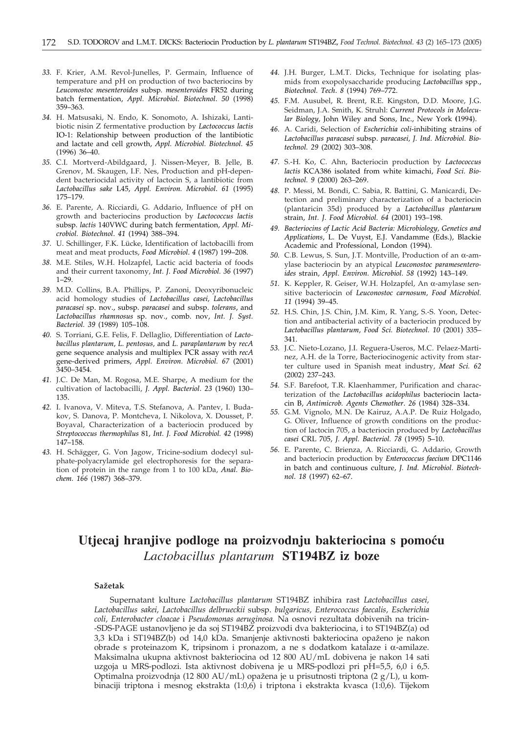33. F. Krier, A.M. Revol-Junelles, P. Germain, Influence of temperature and pH on production of two bacteriocins by *Leuconostoc mesenteroides* subsp. *mesenteroides* FR52 during batch fermentation, *Appl. Microbiol. Biotechnol. 50* (1998) 359–363.
34. H. Matsusaki, N. Endo, K. Sonomoto, A. Ishizaki, Lantibiotic nisin Z fermentative production by *Lactococcus lactis* IO-1: Relationship between production of the lantibiotic and lactate and cell growth, *Appl. Microbiol. Biotechnol. 45* (1996) 36–40.
35. C.I. Mortverd-Abildgaard, J. Nissen-Meyer, B. Jelle, B. Grenov, M. Skaugen, I.F. Nes, Production and pH-dependent bacteriocidal activity of lactocin S, a lantibiotic from *Lactobacillus sake* L45, *Appl. Environ. Microbiol. 61* (1995) 175–179.
36. E. Parente, A. Ricciardi, G. Addario, Influence of pH on growth and bacteriocins production by *Lactococcus lactis* subsp. *lactis* 140VWC during batch fermentation, *Appl. Microbiol. Biotechnol. 41* (1994) 388–394.
37. U. Schillinger, F.K. Lücke, Identification of lactobacilli from meat and meat products, *Food Microbiol. 4* (1987) 199–208.
38. M.E. Stiles, W.H. Holzapfel, Lactic acid bacteria of foods and their current taxonomy, *Int. J. Food Microbiol. 36* (1997) 1–29.
39. M.D. Collins, B.A. Phillips, P. Zanoni, Deoxyribonucleic acid homology studies of *Lactobacillus casei*, *Lactobacillus paracasei* sp. nov., subsp. *paracasei* and subsp. *tolerans*, and *Lactobacillus rhamnosus* sp. nov., comb. nov, *Int. J. Syst. Bacteriol. 39* (1989) 105–108.
40. S. Torriani, G.E. Felis, F. Dellaglio, Differentiation of *Lactobacillus plantarum*, *L. pentosus*, and *L. paraplantarum* by *recA* gene sequence analysis and multiplex PCR assay with *recA* gene-derived primers, *Appl. Environ. Microbiol. 67* (2001) 3450–3454.
41. J.C. De Man, M. Rogosa, M.E. Sharpe, A medium for the cultivation of lactobacilli, *J. Appl. Bacteriol. 23* (1960) 130–135.
42. I. Ivanova, V. Miteva, T.S. Stefanova, A. Pantev, I. Budakov, S. Danova, P. Montcheva, I. Nikolova, X. Dousset, P. Boyaval, Characterization of a bacteriocin produced by *Streptococcus thermophilus* 81, *Int. J. Food Microbiol. 42* (1998) 147–158.
43. H. Schägger, G. Von Jagow, Tricine-sodium dodecyl sulphate-polyacrylamide gel electrophoresis for the separation of protein in the range from 1 to 100 kDa, *Anal. Biochem. 166* (1987) 368–379.
44. J.H. Burger, L.M.T. Dicks, Technique for isolating plasmids from exopolysaccharide producing *Lactobacillus* spp., *Biotechnol. Tech. 8* (1994) 769–772.
45. F.M. Ausubel, R. Brent, R.E. Kingston, D.D. Moore, J.G. Seidman, J.A. Smith, K. Struhl: *Current Protocols in Molecular Biology*, John Wiley and Sons, Inc., New York (1994).
46. A. Caridi, Selection of *Escherichia coli*-inhibiting strains of *Lactobacillus paracasei* subsp. *paracasei*, *J. Ind. Microbiol. Biotechnol. 29* (2002) 303–308.
47. S.-H. Ko, C. Ahn, Bacteriocin production by *Lactococcus lactis* KCA386 isolated from white kimachi, *Food Sci. Biotechnol. 9* (2000) 263–269.
48. P. Messi, M. Bondi, C. Sabia, R. Battini, G. Manicardi, Detection and preliminary characterization of a bacteriocin (plantaricin 35d) produced by a *Lactobacillus plantarum* strain, *Int. J. Food Microbiol. 64* (2001) 193–198.
49. *Bacteriocins of Lactic Acid Bacteria: Microbiology, Genetics and Applications*, L. De Vuyst, E.J. Vandamme (Eds.), Blackie Academic and Professional, London (1994).
50. C.B. Lewus, S. Sun, J.T. Montville, Production of an α-amylase bacteriocin by an atypical *Leuconostoc paramesenteroides* strain, *Appl. Environ. Microbiol. 58* (1992) 143–149.
51. K. Keppler, R. Geiser, W.H. Holzapfel, An α-amylase sensitive bacteriocin of *Leuconostoc carnosum*, *Food Microbiol. 11* (1994) 39–45.
52. H.S. Chin, J.S. Chin, J.M. Kim, R. Yang, S.-S. Yoon, Detection and antibacterial activity of a bacteriocin produced by *Lactobacillus plantarum*, *Food Sci. Biotechnol. 10* (2001) 335–341.
53. J.C. Nieto-Lozano, J.I. Reguera-Useros, M.C. Pelaez-Martinez, A.H. de la Torre, Bacteriocinogenic activity from starter culture used in Spanish meat industry, *Meat Sci. 62* (2002) 237–243.
54. S.F. Barefoot, T.R. Klaenhammer, Purification and characterization of the *Lactobacillus acidophilus* bacteriocin lactacin B, *Antimicrob. Agents Chemother. 26* (1984) 328–334.
55. G.M. Vignolo, M.N. De Kairuz, A.A.P. De Ruiz Holgado, G. Oliver, Influence of growth conditions on the production of lactocin 705, a bacteriocin produced by *Lactobacillus casei* CRL 705, *J. Appl. Bacteriol. 78* (1995) 5–10.
56. E. Parente, C. Brienza, A. Ricciardi, G. Addario, Growth and bacteriocin production by *Enterococcus faecium* DPC1146 in batch and continuous culture, *J. Ind. Microbiol. Biotechnol. 18* (1997) 62–67.

# Utjecaj hranjive podloge na proizvodnju bakteriocina s pomoću *Lactobacillus plantarum* ST194BZ iz boze

### Sažetak

Supernatant kulture *Lactobacillus plantarum* ST194BZ inhibira rast *Lactobacillus casei, Lactobacillus sakei, Lactobacillus delbrueckii* subsp. *bulgaricus, Enterococcus faecalis, Escherichia coli, Enterobacter cloacae* i *Pseudomonas aeruginosa.* Na osnovi rezultata dobivenih na tricin-SDS-PAGE ustanovljeno je da soj ST194BZ proizvodi dva bakteriocina, i to ST194BZ(a) od 3,3 kDa i ST194BZ(b) od 14,0 kDa. Smanjenje aktivnosti bakteriocina opaženo je nakon obrade s proteinazom K, tripsinom i pronazom, a ne s dodatkom katalaze i α-amilaze. Maksimalna ukupna aktivnost bakteriocina od 12 800 AU/mL dobivena je nakon 14 sati uzgoja u MRS-podlozi. Ista aktivnost dobivena je u MRS-podlozi pri pH=5,5, 6,0 i 6,5. Optimalna proizvodnja (12 800 AU/mL) opažena je u prisutnosti triptona (2 g/L), u kombinaciji triptona i mesnog ekstrakta (1:0,6) i triptona i ekstrakta kvasca (1:0,6). Tijekom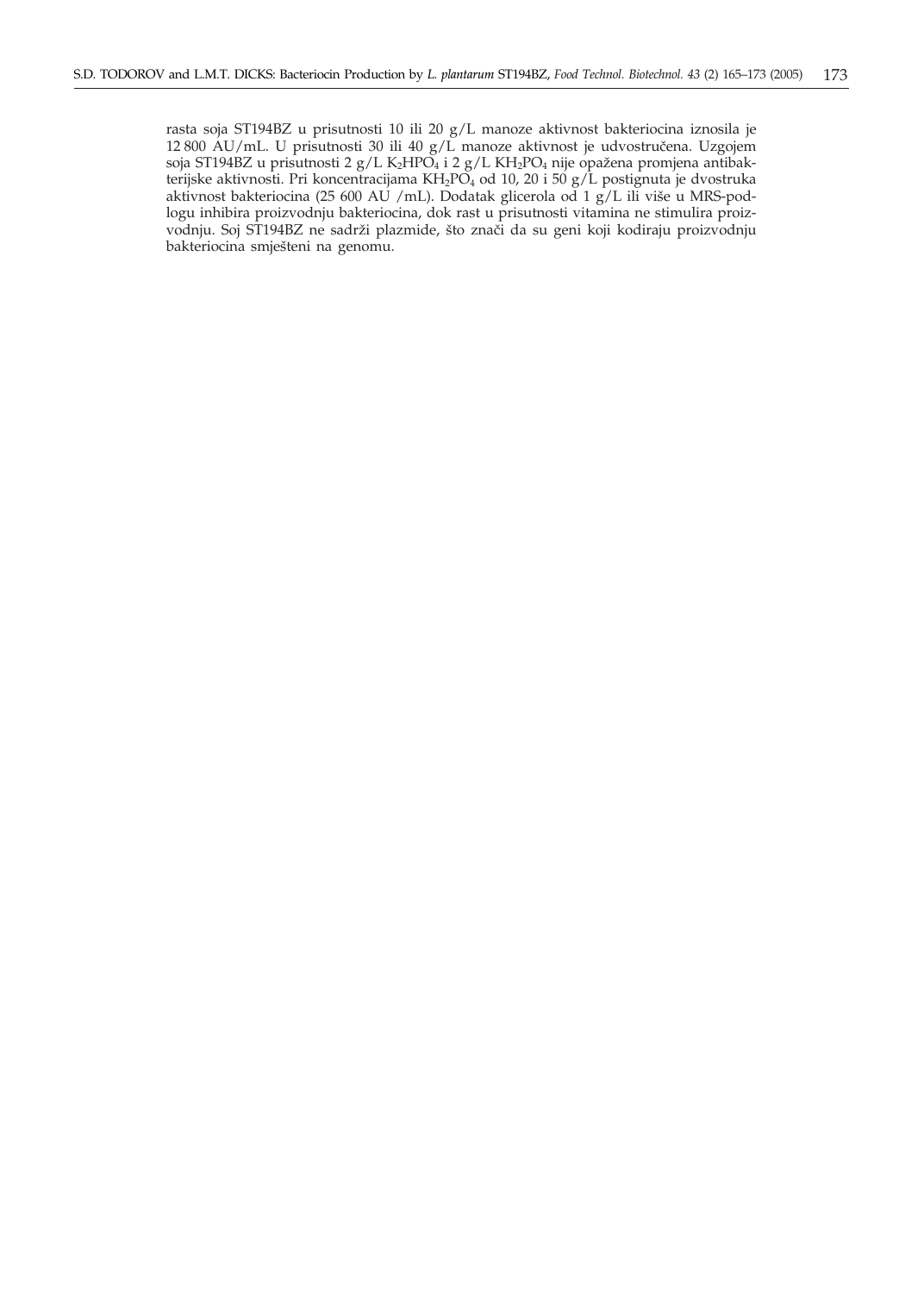rasta soja ST194BZ u prisutnosti 10 ili 20 g/L manoze aktivnost bakteriocina iznosila je 12 800 AU/mL. U prisutnosti 30 ili 40 g/L manoze aktivnost je udvostručena. Uzgojem soja ST194BZ u prisutnosti 2 g/L $K_2HPO_4$ i 2 g/L $KH_2PO_4$ nije opažena promjena antibakterijske aktivnosti. Pri koncentracijama $KH_2PO_4$ od 10, 20 i 50 g/L postignuta je dvostruka aktivnost bakteriocina (25 600 AU /mL). Dodatak glicerola od 1 g/L ili više u MRS-podlogu inhibira proizvodnju bakteriocina, dok rast u prisutnosti vitamina ne stimulira proizvodnju. Soj ST194BZ ne sadrži plazmide, što znači da su geni koji kodiraju proizvodnju bakteriocina smješteni na genomu.